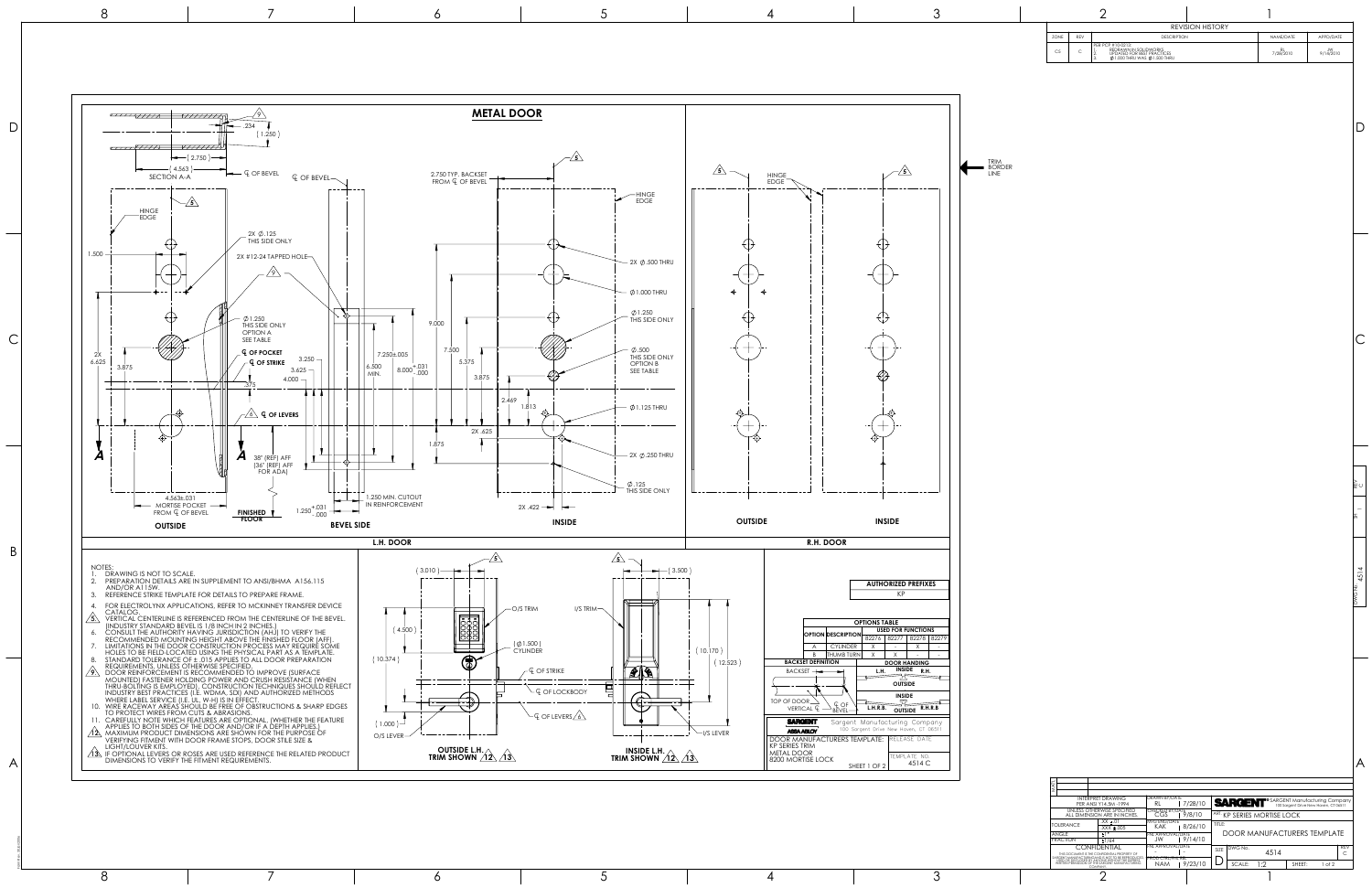# METAL DOOR

## REVISION HISTORY

| ZONE | REV | DESCRIPTION | NAME/DATE | APPD/DATE |
|---|---|---|---|---|
| C5 | C | PER PCP # 10-0210: 1. REDRAWN IN SOLIDWORKS 2. UPDATED FOR BEST PRACTICES 3. Ø1.000 THRU WAS Ø1.500 THRU | RL 7/28/2010 | JW 9/14/2010 |

TRIM BORDER LINE

## L.H. DOOR

**OUTSIDE** — SECTION A-A; .234; (1.250); (2.750); (4.563); ℄ OF BEVEL; HINGE EDGE; 1.500; 2X 6.625; 3.875; 2X Ø.125 THIS SIDE ONLY; 2X #12-24 TAPPED HOLE; Ø1.250 THIS SIDE ONLY OPTION A SEE TABLE; ℄ OF POCKET; ℄ OF STRIKE; 3.250; 3.625; 4.000; .375; ℄ OF LEVERS; 38" (REF) AFF (36" (REF) AFF FOR ADA); 4.563±.031 MORTISE POCKET FROM ℄ OF BEVEL; FINISHED FLOOR; A

**BEVEL SIDE** — ℄ OF BEVEL; 7.250±.005; 6.500 MIN.; $8.000^{+.031}_{-.000}$; $1.250^{+.031}_{-.000}$; 1.250 MIN. CUTOUT IN REINFORCEMENT

**INSIDE** — 2.750 TYP. BACKSET FROM ℄ OF BEVEL; HINGE EDGE; 9.000; 7.500; 5.375; 3.875; 2.469; 1.813; 1.875; 2X .625; 2X .422; 2X Ø.500 THRU; Ø1.000 THRU; Ø1.250 THIS SIDE ONLY; Ø.500 THIS SIDE ONLY OPTION B SEE TABLE; Ø1.125 THRU; 2X Ø.250 THRU; Ø.125 THIS SIDE ONLY

## R.H. DOOR

OUTSIDE; INSIDE; HINGE EDGE

NOTES:
1. DRAWING IS NOT TO SCALE.
2. PREPARATION DETAILS ARE IN SUPPLEMENT TO ANSI/BHMA A156.115 AND/OR A115W.
3. REFERENCE STRIKE TEMPLATE FOR DETAILS TO PREPARE FRAME.
4. FOR ELECTROLYNX APPLICATIONS, REFER TO MCKINNEY TRANSFER DEVICE CATALOG.
5. VERTICAL CENTERLINE IS REFERENCED FROM THE CENTERLINE OF THE BEVEL. (INDUSTRY STANDARD BEVEL IS 1/8 INCH IN 2 INCHES.)
6. CONSULT THE AUTHORITY HAVING JURISDICTION (AHJ) TO VERIFY THE RECOMMENDED MOUNTING HEIGHT ABOVE THE FINISHED FLOOR (AFF).
7. LIMITATIONS IN THE DOOR CONSTRUCTION PROCESS MAY REQUIRE SOME HOLES TO BE FIELD-LOCATED USING THE PHYSICAL PART AS A TEMPLATE.
8. STANDARD TOLERANCE OF ± .015 APPLIES TO ALL DOOR PREPARATION REQUIREMENTS, UNLESS OTHERWISE SPECIFIED.
9. DOOR REINFORCEMENT IS RECOMMENDED TO IMPROVE (SURFACE MOUNTED) FASTENER HOLDING POWER AND CRUSH RESISTANCE (WHEN THRU-BOLTING IS EMPLOYED). CONSTRUCTION TECHNIQUES SHOULD REFLECT INDUSTRY BEST PRACTICES (I.E. WDMA, SDI) AND AUTHORIZED METHODS WHERE LABEL SERVICE (I.E. UL, W-H) IS IN EFFECT.
10. WIRE RACEWAY AREAS SHOULD BE FREE OF OBSTRUCTIONS & SHARP EDGES TO PROTECT WIRES FROM CUTS & ABRASIONS.
11. CAREFULLY NOTE WHICH FEATURES ARE OPTIONAL. (WHETHER THE FEATURE APPLIES TO BOTH SIDES OF THE DOOR AND/OR IF A DEPTH APPLIES.)
12. MAXIMUM PRODUCT DIMENSIONS ARE SHOWN FOR THE PURPOSE OF VERIFYING FITMENT WITH DOOR FRAME STOPS, DOOR STILE SIZE & LIGHT/LOUVER KITS.
13. IF OPTIONAL LEVERS OR ROSES ARE USED REFERENCE THE RELATED PRODUCT DIMENSIONS TO VERIFY THE FITMENT REQUIREMENTS.

**OUTSIDE L.H. TRIM SHOWN** 12 13 — (3.010); (4.500); (10.374); (1.000); O/S TRIM; (Ø1.500) CYLINDER; ℄ OF STRIKE; ℄ OF LOCKBODY; O/S LEVER

**INSIDE L.H. TRIM SHOWN** 12 13 — (3.500); I/S TRIM; (10.170); (12.523); ℄ OF LEVERS; I/S LEVER

| AUTHORIZED PREFIXES |
|---|
| KP |

| OPTIONS TABLE | | | | | |
|---|---|---|---|---|---|
| OPTION | DESCRIPTION | USED FOR FUNCTIONS | | | |
| | | 82276 | 82277 | 82278 | 82279 |
| A | CYLINDER | X | - | X | - |
| B | THUMB TURN | X | X | - | - |

BACKSET DEFINITION: BACKSET; TOP OF DOOR; VERTICAL ℄; ℄ OF BEVEL

DOOR HANDING: L.H. INSIDE R.H. OUTSIDE; L.H.R.B. INSIDE R.H.R.B. OUTSIDE

SARGENT / ASSA ABLOY — Sargent Manufacturing Company, 100 Sargent Drive New Haven, CT 06511

DOOR MANUFACTURERS TEMPLATE: KP SERIES TRIM, METAL DOOR, 8200 MORTISE LOCK — RELEASE DATE: — TEMPLATE NO. 4514 C — SHEET 1 OF 2

| INTERPRET DRAWING PER ANSI Y14.5M -1994 | DRAWN BY/DATE: RL 7/28/10 |
|---|---|
| UNLESS OTHERWISE SPECIFIED ALL DIMENSION ARE IN INCHES | CHECKED BY/DATE: CGS 9/8/10 |
| TOLERANCE: XX ±.01, XXX ±.005 | MFG ENG/DATE: KAK 8/26/10 |
| ANGLE ±1° | ENG APPROVAL/DATE: JW 9/14/10 |
| FRACTION ±1/64 | ENG APPROVAL/DATE: |
| CONFIDENTIAL | PROD CONTROL/DATE: NAM 9/23/10 |

SARGENT Manufacturing Company, 100 Sargent Drive New Haven, CT 06511
APP: KP SERIES MORTISE LOCK
TITLE: DOOR MANUFACTURERS TEMPLATE
SIZE: D — DWG No. 4514 — REV C — SCALE: 1:2 — SHEET: 1 of 2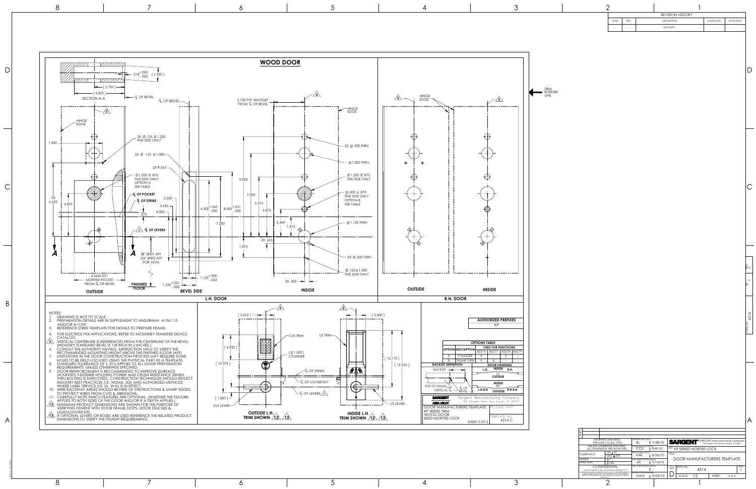## REVISION HISTORY

| ZONE | REV | DESCRIPTION | NAME/DATE | APPD/DATE |
|---|---|---|---|---|
| - | - | SEE SHEET 1 | - | - |

# WOOD DOOR

SECTION A-A

.218 +.025/.000 (1.250)

(2.750)

(4.563)

℄ OF BEVEL

HINGE EDGE

2X ⌀.125 ↧1.250 THIS SIDE ONLY

2X ⌀ .125 ↧1.000

2X R.563

⌀1.250 ↧.875 THIS SIDE ONLY OPTION A SEE TABLE

℄ OF POCKET

℄ OF STRIKE

℄ OF LEVERS

38" (REF) AFF (36" (REF) AFF FOR ADA)

4.563±.031 MORTISE POCKET FROM ℄ OF BEVEL

FINISHED FLOOR

1.500, 2X 6.625, 3.875, 3.250, 3.625, .375, 4.000, 6.500 +.063/.000, 8.000 +.031/.000, 7.250, 1.125 +.000/-.063, 1.250 +.031/.000

OUTSIDE — BEVEL SIDE

2.750 TYP. BACKSET FROM ℄ OF BEVEL

HINGE EDGE

2X ⌀.500 THRU

⌀1.000 THRU

⌀1.250 ↧.875 THIS SIDE ONLY

⌀.500 ↧.625 THIS SIDE ONLY OPTION B SEE TABLE

⌀1.125 THRU

2X ⌀.250 THRU

⌀.125 ↧1.000 THIS SIDE ONLY

9.000, 7.500, 5.375, 3.875, 2.469, 1.813, 2X .625, 1.875, 2X .422

INSIDE

L.H. DOOR

HINGE EDGE

OUTSIDE — INSIDE

R.H. DOOR

TRIM BORDER LINE

NOTES:
1. DRAWING IS NOT TO SCALE.
2. PREPARATION DETAILS ARE IN SUPPLEMENT TO ANSI/BHMA A156.115 AND/OR A115W.
3. REFERENCE STRIKE TEMPLATE FOR DETAILS TO PREPARE FRAME.
4. FOR ELECTROLYNX APPLICATIONS, REFER TO MCKINNEY TRANSFER DEVICE CATALOG.
5. VERTICAL CENTERLINE IS REFERENCED FROM THE CENTERLINE OF THE BEVEL. (INDUSTRY STANDARD BEVEL IS 1/8 INCH IN 2 INCHES.)
6. CONSULT THE AUTHORITY HAVING JURISDICTION (AHJ) TO VERIFY THE RECOMMENDED MOUNTING HEIGHT ABOVE THE FINISHED FLOOR (AFF).
7. LIMITATIONS IN THE DOOR CONSTRUCTION PROCESS MAY REQUIRE SOME HOLES TO BE FIELD-LOCATED USING THE PHYSICAL PART AS A TEMPLATE.
8. STANDARD TOLERANCE OF ±.015 APPLIES TO ALL DOOR PREPARATION REQUIREMENTS, UNLESS OTHERWISE SPECIFIED.
9. DOOR REINFORCEMENT IS RECOMMENDED TO IMPROVE (SURFACE MOUNTED) FASTENER HOLDING POWER AND CRUSH RESISTANCE (WHEN THRU-BOLTING IS EMPLOYED). CONSTRUCTION TECHNIQUES SHOULD REFLECT INDUSTRY BEST PRACTICES (I.E. WDMA, SDI) AND AUTHORIZED METHODS WHERE LABEL SERVICE (I.E. UL, W-H) IS IN EFFECT.
10. WIRE RACEWAY AREAS SHOULD BE FREE OF OBSTRUCTIONS & SHARP EDGES TO PROTECT WIRES FROM CUTS & ABRASIONS.
11. CAREFULLY NOTE WHICH FEATURES ARE OPTIONAL. (WHETHER THE FEATURE APPLIES TO BOTH SIDES OF THE DOOR AND/OR IF A DEPTH APPLIES.)
12. MAXIMUM PRODUCT DIMENSIONS ARE SHOWN FOR THE PURPOSE OF VERIFYING FITMENT WITH DOOR FRAME STOPS, DOOR STILE SIZE & LIGHT/LOUVER KITS.
13. IF OPTIONAL LEVERS OR ROSES ARE USED REFERENCE THE RELATED PRODUCT DIMENSIONS TO VERIFY THE FITMENT REQUIREMENTS.

(3.010), (4.500), (10.374), (1.000), O/S TRIM, (⌀1.500) CYLINDER, O/S LEVER

OUTSIDE L.H. TRIM SHOWN 12 13

(3.500), I/S TRIM, (10.170), (12.523), ℄ OF STRIKE, ℄ OF LOCKBODY, ℄ OF LEVERS, I/S LEVER

INSIDE L.H. TRIM SHOWN 12 13

**AUTHORIZED PREFIXES**

KP

**OPTIONS TABLE**

| OPTION | DESCRIPTION | USED FOR FUNCTIONS | | | |
|---|---|---|---|---|---|
| | | 82276 | 82277 | 82278 | 82279 |
| A | CYLINDER | X | - | X | - |
| B | THUMB TURN | X | X | - | - |

**BACKSET DEFINITION** — BACKSET, TOP OF DOOR, VERTICAL ℄, ℄ OF BEVEL

**DOOR HANDING** — L.H., R.H., INSIDE, OUTSIDE, L.H.R.B., R.H.R.B

SARGENT — Sargent Manufacturing Company, 100 Sargent Drive New Haven, CT 06511 — ASSA ABLOY

DOOR MANUFACTURERS TEMPLATE: KP SERIES TRIM WOOD DOOR 8200 MORTISE LOCK — RELEASE DATE — TEMPLATE NO. 4514 C — SHEET 2 OF 2

| | | | |
|---|---|---|---|
| INTERPRET DRAWING PER ANSI Y14.5M -1994 | DRAWN BY/DATE RL 7/28/10 | SARGENT Manufacturing Company | |
| UNLESS OTHERWISE SPECIFIED ALL DIMENSION ARE IN INCHES. | CHECKED BY/DATE CGS 9/8/10 | KP SERIES MORTISE LOCK | |
| TOLERANCE .XX ±.01 .XXX ±.005 | MFG ENG/DATE KAK 8/26/10 | TITLE: DOOR MANUFACTURERS TEMPLATE | |
| ANGLE ±1° | ENG APPROVAL/DATE JW 9/14/10 | | |
| FRACTION ±1/64 | QE APPROVAL/DATE | SIZE D DWG No. 4514 | REV C |
| CONFIDENTIAL | PROD CNTRL/DATE NAM 9/23/10 | SCALE: 1:2 | SHEET: 2 of 2 |